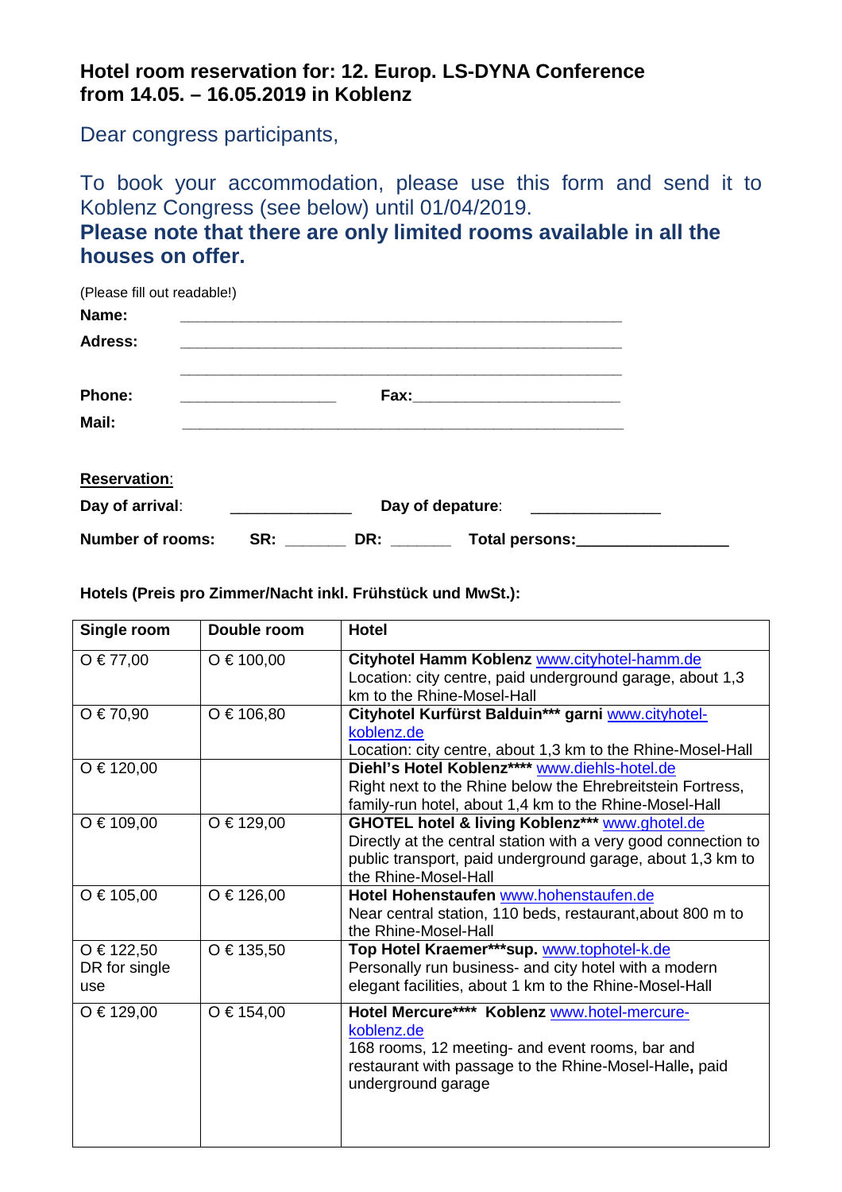**Hotel room reservation for: 12. Europ. LS-DYNA Conference**
**from 14.05. – 16.05.2019 in Koblenz**

Dear congress participants,

To book your accommodation, please use this form and send it to Koblenz Congress (see below) until 01/04/2019.

**Please note that there are only limited rooms available in all the houses on offer.**

(Please fill out readable!)

**Name:** ________________________________________________

**Adress:** ________________________________________________

________________________________________________

**Phone:** __________________ **Fax:** ________________________

**Mail:** ________________________________________________

**Reservation**:

**Day of arrival**: ______________ **Day of depature**: _______________

**Number of rooms:** **SR:** _______ **DR:** _______ **Total persons:** _________________

**Hotels (Preis pro Zimmer/Nacht inkl. Frühstück und MwSt.):**

| Single room | Double room | Hotel |
|---|---|---|
| O € 77,00 | O € 100,00 | **Cityhotel Hamm Koblenz** www.cityhotel-hamm.de<br>Location: city centre, paid underground garage, about 1,3 km to the Rhine-Mosel-Hall |
| O € 70,90 | O € 106,80 | **Cityhotel Kurfürst Balduin\*\*\* garni** www.cityhotel-koblenz.de<br>Location: city centre, about 1,3 km to the Rhine-Mosel-Hall |
| O € 120,00 | | **Diehl's Hotel Koblenz\*\*\*\*** www.diehls-hotel.de<br>Right next to the Rhine below the Ehrebreitstein Fortress, family-run hotel, about 1,4 km to the Rhine-Mosel-Hall |
| O € 109,00 | O € 129,00 | **GHOTEL hotel & living Koblenz\*\*\*** www.ghotel.de<br>Directly at the central station with a very good connection to public transport, paid underground garage, about 1,3 km to the Rhine-Mosel-Hall |
| O € 105,00 | O € 126,00 | **Hotel Hohenstaufen** www.hohenstaufen.de<br>Near central station, 110 beds, restaurant,about 800 m to the Rhine-Mosel-Hall |
| O € 122,50 DR for single use | O € 135,50 | **Top Hotel Kraemer\*\*\*sup.** www.tophotel-k.de<br>Personally run business- and city hotel with a modern elegant facilities, about 1 km to the Rhine-Mosel-Hall |
| O € 129,00 | O € 154,00 | **Hotel Mercure\*\*\*\* Koblenz** www.hotel-mercure-koblenz.de<br>168 rooms, 12 meeting- and event rooms, bar and restaurant with passage to the Rhine-Mosel-Halle**,** paid underground garage |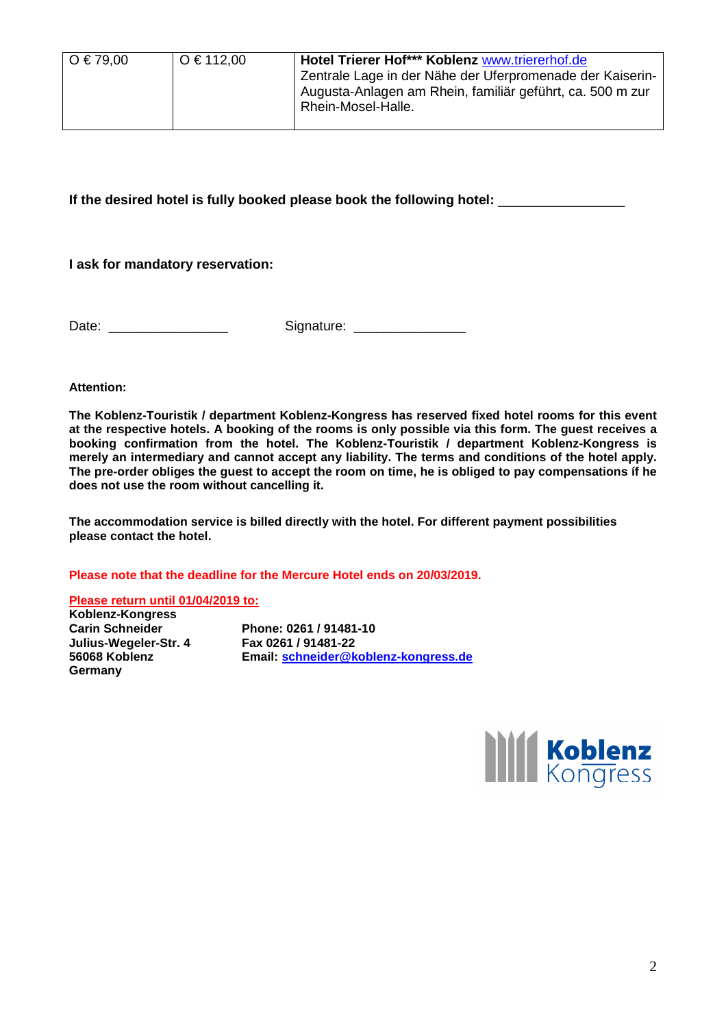| | | |
|---|---|---|
| O € 79,00 | O € 112,00 | **Hotel Trierer Hof*** Koblenz** www.triererhof.de<br>Zentrale Lage in der Nähe der Uferpromenade der Kaiserin-Augusta-Anlagen am Rhein, familiär geführt, ca. 500 m zur Rhein-Mosel-Halle. |

**If the desired hotel is fully booked please book the following hotel:** ________________

**I ask for mandatory reservation:**

Date: ________________ Signature: _______________

**Attention:**

**The Koblenz-Touristik / department Koblenz-Kongress has reserved fixed hotel rooms for this event at the respective hotels. A booking of the rooms is only possible via this form. The guest receives a booking confirmation from the hotel. The Koblenz-Touristik / department Koblenz-Kongress is merely an intermediary and cannot accept any liability. The terms and conditions of the hotel apply. The pre-order obliges the guest to accept the room on time, he is obliged to pay compensations if he does not use the room without cancelling it.**

**The accommodation service is billed directly with the hotel. For different payment possibilities please contact the hotel.**

**Please note that the deadline for the Mercure Hotel ends on 20/03/2019.**

**Please return until 01/04/2019 to:**

**Koblenz-Kongress**
**Carin Schneider**
**Julius-Wegeler-Str. 4**
**56068 Koblenz**
**Germany**

**Phone: 0261 / 91481-10**
**Fax 0261 / 91481-22**
**Email: schneider@koblenz-kongress.de**

Koblenz Kongress